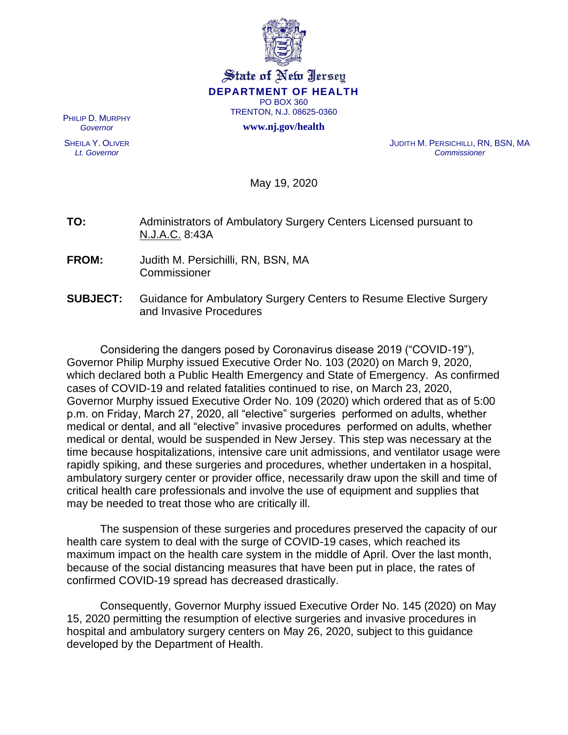State of New Jersey

**DEPARTMENT OF HEALTH**

PO BOX 360

TRENTON, N.J. 08625-0360

**www.nj.gov/health**

PHILIP D. MURPHY
*Governor*

SHEILA Y. OLIVER
*Lt. Governor*

JUDITH M. PERSICHILLI, RN, BSN, MA
*Commissioner*

May 19, 2020

**TO:** Administrators of Ambulatory Surgery Centers Licensed pursuant to N.J.A.C. 8:43A

**FROM:** Judith M. Persichilli, RN, BSN, MA
Commissioner

**SUBJECT:** Guidance for Ambulatory Surgery Centers to Resume Elective Surgery and Invasive Procedures

Considering the dangers posed by Coronavirus disease 2019 ("COVID-19"), Governor Philip Murphy issued Executive Order No. 103 (2020) on March 9, 2020, which declared both a Public Health Emergency and State of Emergency. As confirmed cases of COVID-19 and related fatalities continued to rise, on March 23, 2020, Governor Murphy issued Executive Order No. 109 (2020) which ordered that as of 5:00 p.m. on Friday, March 27, 2020, all "elective" surgeries performed on adults, whether medical or dental, and all "elective" invasive procedures performed on adults, whether medical or dental, would be suspended in New Jersey. This step was necessary at the time because hospitalizations, intensive care unit admissions, and ventilator usage were rapidly spiking, and these surgeries and procedures, whether undertaken in a hospital, ambulatory surgery center or provider office, necessarily draw upon the skill and time of critical health care professionals and involve the use of equipment and supplies that may be needed to treat those who are critically ill.

The suspension of these surgeries and procedures preserved the capacity of our health care system to deal with the surge of COVID-19 cases, which reached its maximum impact on the health care system in the middle of April. Over the last month, because of the social distancing measures that have been put in place, the rates of confirmed COVID-19 spread has decreased drastically.

Consequently, Governor Murphy issued Executive Order No. 145 (2020) on May 15, 2020 permitting the resumption of elective surgeries and invasive procedures in hospital and ambulatory surgery centers on May 26, 2020, subject to this guidance developed by the Department of Health.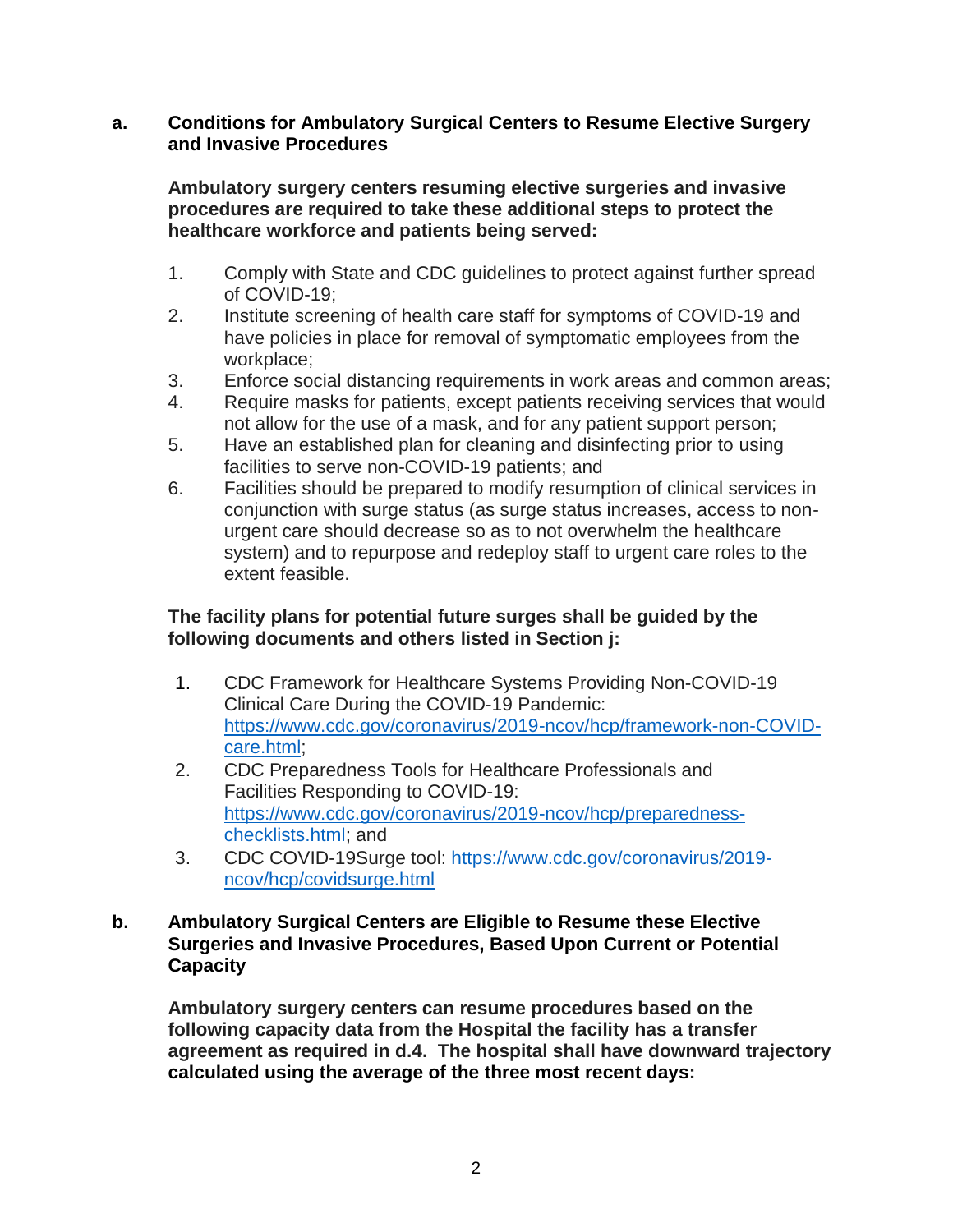**a. Conditions for Ambulatory Surgical Centers to Resume Elective Surgery and Invasive Procedures**

**Ambulatory surgery centers resuming elective surgeries and invasive procedures are required to take these additional steps to protect the healthcare workforce and patients being served:**

1. Comply with State and CDC guidelines to protect against further spread of COVID-19;
2. Institute screening of health care staff for symptoms of COVID-19 and have policies in place for removal of symptomatic employees from the workplace;
3. Enforce social distancing requirements in work areas and common areas;
4. Require masks for patients, except patients receiving services that would not allow for the use of a mask, and for any patient support person;
5. Have an established plan for cleaning and disinfecting prior to using facilities to serve non-COVID-19 patients; and
6. Facilities should be prepared to modify resumption of clinical services in conjunction with surge status (as surge status increases, access to non-urgent care should decrease so as to not overwhelm the healthcare system) and to repurpose and redeploy staff to urgent care roles to the extent feasible.

**The facility plans for potential future surges shall be guided by the following documents and others listed in Section j:**

1. CDC Framework for Healthcare Systems Providing Non-COVID-19 Clinical Care During the COVID-19 Pandemic: [https://www.cdc.gov/coronavirus/2019-ncov/hcp/framework-non-COVID-care.html](https://www.cdc.gov/coronavirus/2019-ncov/hcp/framework-non-COVID-care.html);
2. CDC Preparedness Tools for Healthcare Professionals and Facilities Responding to COVID-19: [https://www.cdc.gov/coronavirus/2019-ncov/hcp/preparedness-checklists.html](https://www.cdc.gov/coronavirus/2019-ncov/hcp/preparedness-checklists.html); and
3. CDC COVID-19Surge tool: [https://www.cdc.gov/coronavirus/2019-ncov/hcp/covidsurge.html](https://www.cdc.gov/coronavirus/2019-ncov/hcp/covidsurge.html)

**b. Ambulatory Surgical Centers are Eligible to Resume these Elective Surgeries and Invasive Procedures, Based Upon Current or Potential Capacity**

**Ambulatory surgery centers can resume procedures based on the following capacity data from the Hospital the facility has a transfer agreement as required in d.4. The hospital shall have downward trajectory calculated using the average of the three most recent days:**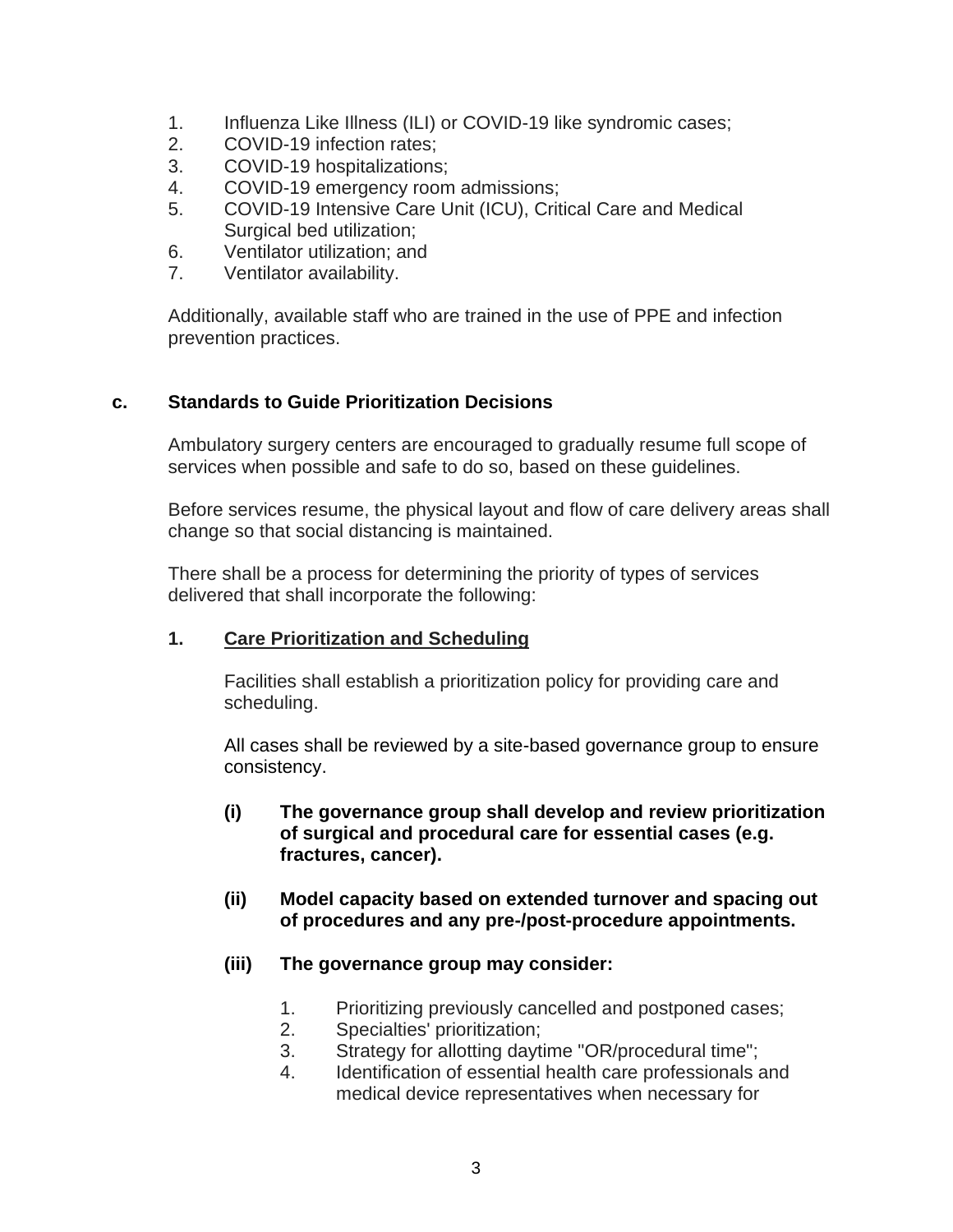1. Influenza Like Illness (ILI) or COVID-19 like syndromic cases;
2. COVID-19 infection rates;
3. COVID-19 hospitalizations;
4. COVID-19 emergency room admissions;
5. COVID-19 Intensive Care Unit (ICU), Critical Care and Medical Surgical bed utilization;
6. Ventilator utilization; and
7. Ventilator availability.

Additionally, available staff who are trained in the use of PPE and infection prevention practices.

## c. Standards to Guide Prioritization Decisions

Ambulatory surgery centers are encouraged to gradually resume full scope of services when possible and safe to do so, based on these guidelines.

Before services resume, the physical layout and flow of care delivery areas shall change so that social distancing is maintained.

There shall be a process for determining the priority of types of services delivered that shall incorporate the following:

### 1. Care Prioritization and Scheduling

Facilities shall establish a prioritization policy for providing care and scheduling.

All cases shall be reviewed by a site-based governance group to ensure consistency.

**(i) The governance group shall develop and review prioritization of surgical and procedural care for essential cases (e.g. fractures, cancer).**

**(ii) Model capacity based on extended turnover and spacing out of procedures and any pre-/post-procedure appointments.**

**(iii) The governance group may consider:**

1. Prioritizing previously cancelled and postponed cases;
2. Specialties' prioritization;
3. Strategy for allotting daytime "OR/procedural time";
4. Identification of essential health care professionals and medical device representatives when necessary for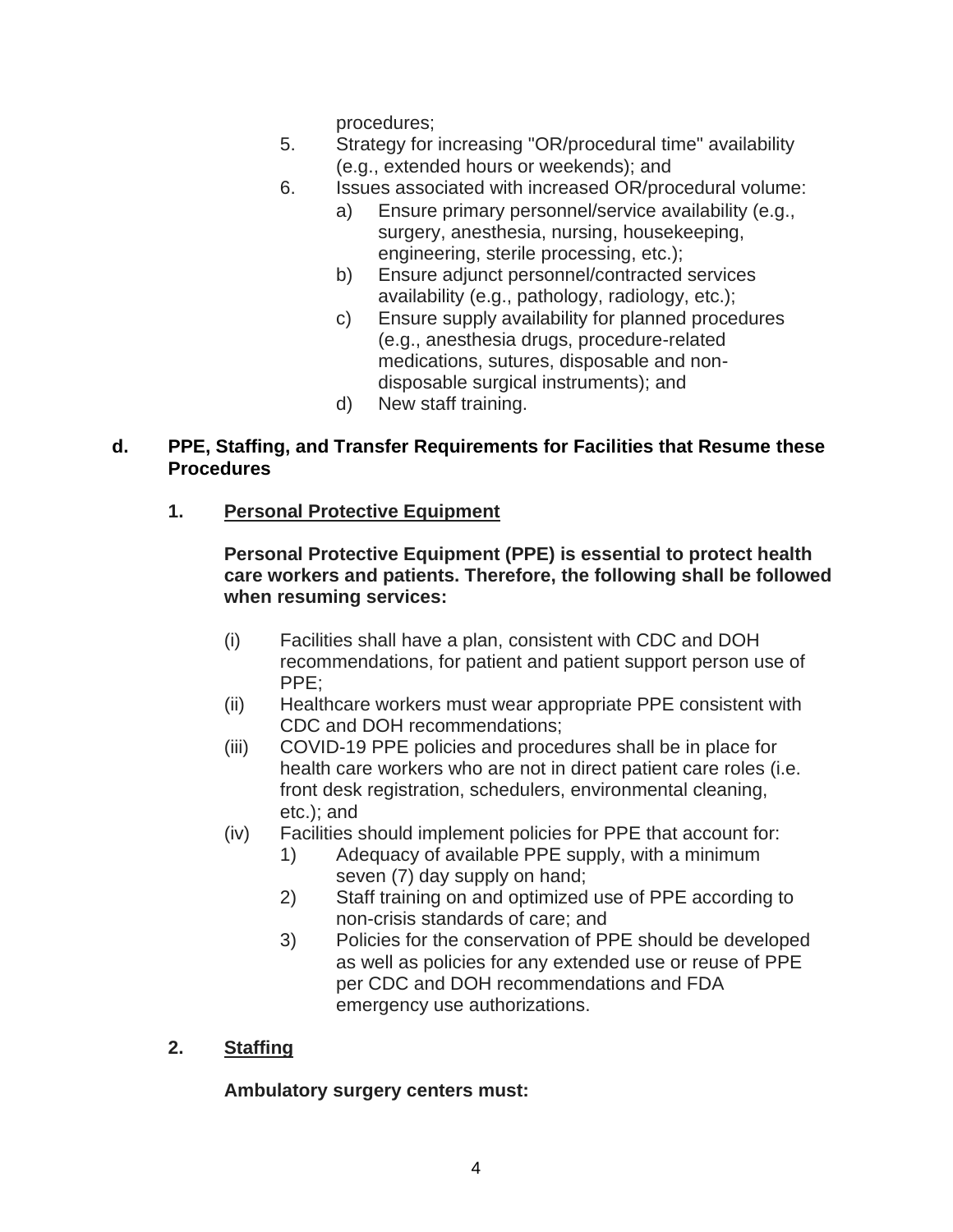procedures;

5. Strategy for increasing "OR/procedural time" availability (e.g., extended hours or weekends); and
6. Issues associated with increased OR/procedural volume:
   a) Ensure primary personnel/service availability (e.g., surgery, anesthesia, nursing, housekeeping, engineering, sterile processing, etc.);
   b) Ensure adjunct personnel/contracted services availability (e.g., pathology, radiology, etc.);
   c) Ensure supply availability for planned procedures (e.g., anesthesia drugs, procedure-related medications, sutures, disposable and non-disposable surgical instruments); and
   d) New staff training.

### d. PPE, Staffing, and Transfer Requirements for Facilities that Resume these Procedures

#### 1. <u>Personal Protective Equipment</u>

**Personal Protective Equipment (PPE) is essential to protect health care workers and patients. Therefore, the following shall be followed when resuming services:**

(i) Facilities shall have a plan, consistent with CDC and DOH recommendations, for patient and patient support person use of PPE;

(ii) Healthcare workers must wear appropriate PPE consistent with CDC and DOH recommendations;

(iii) COVID-19 PPE policies and procedures shall be in place for health care workers who are not in direct patient care roles (i.e. front desk registration, schedulers, environmental cleaning, etc.); and

(iv) Facilities should implement policies for PPE that account for:
   1) Adequacy of available PPE supply, with a minimum seven (7) day supply on hand;
   2) Staff training on and optimized use of PPE according to non-crisis standards of care; and
   3) Policies for the conservation of PPE should be developed as well as policies for any extended use or reuse of PPE per CDC and DOH recommendations and FDA emergency use authorizations.

#### 2. <u>Staffing</u>

**Ambulatory surgery centers must:**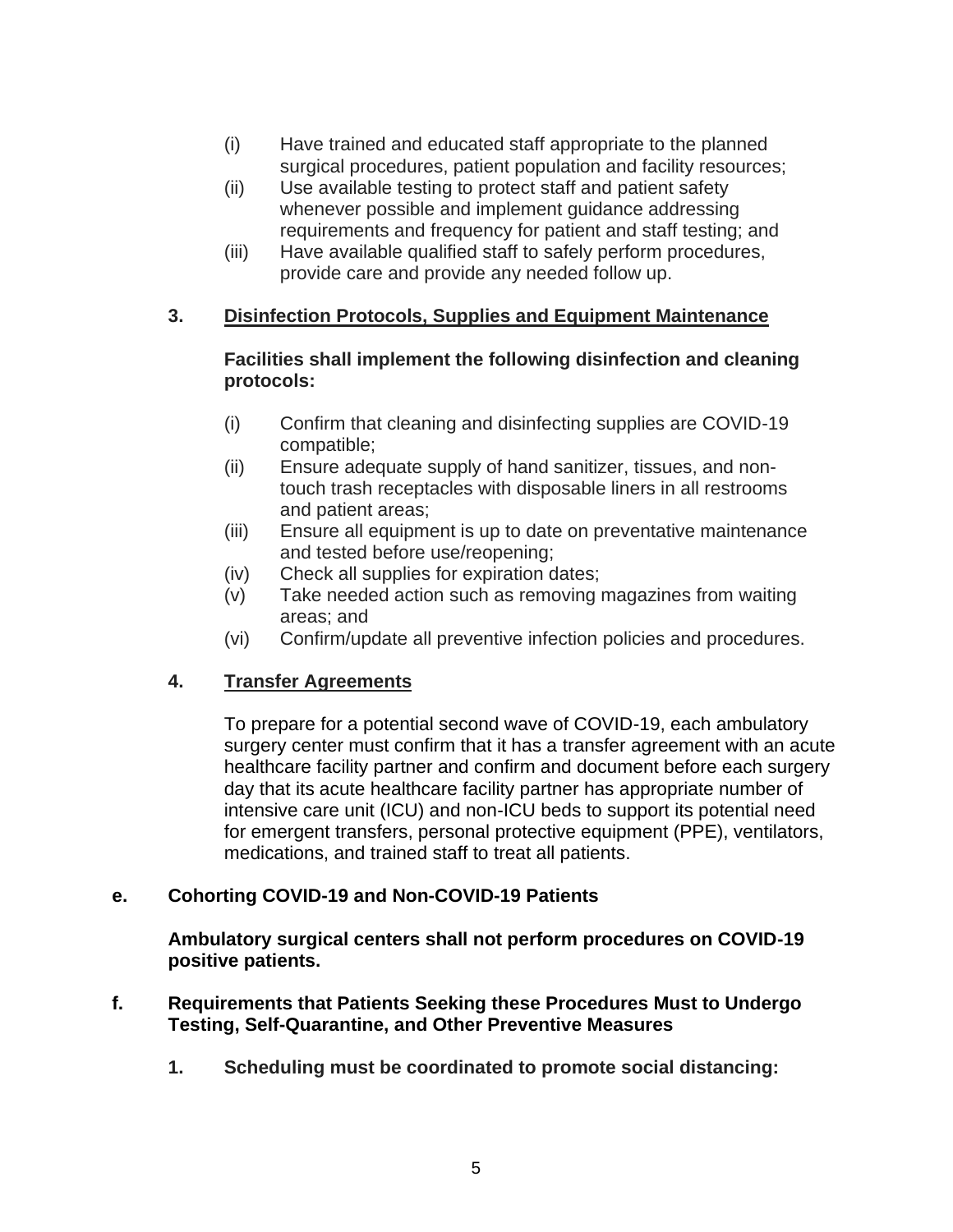(i) Have trained and educated staff appropriate to the planned surgical procedures, patient population and facility resources;

(ii) Use available testing to protect staff and patient safety whenever possible and implement guidance addressing requirements and frequency for patient and staff testing; and

(iii) Have available qualified staff to safely perform procedures, provide care and provide any needed follow up.

**3. <u>Disinfection Protocols, Supplies and Equipment Maintenance</u>**

**Facilities shall implement the following disinfection and cleaning protocols:**

(i) Confirm that cleaning and disinfecting supplies are COVID-19 compatible;

(ii) Ensure adequate supply of hand sanitizer, tissues, and non-touch trash receptacles with disposable liners in all restrooms and patient areas;

(iii) Ensure all equipment is up to date on preventative maintenance and tested before use/reopening;

(iv) Check all supplies for expiration dates;

(v) Take needed action such as removing magazines from waiting areas; and

(vi) Confirm/update all preventive infection policies and procedures.

**4. <u>Transfer Agreements</u>**

To prepare for a potential second wave of COVID-19, each ambulatory surgery center must confirm that it has a transfer agreement with an acute healthcare facility partner and confirm and document before each surgery day that its acute healthcare facility partner has appropriate number of intensive care unit (ICU) and non-ICU beds to support its potential need for emergent transfers, personal protective equipment (PPE), ventilators, medications, and trained staff to treat all patients.

**e. Cohorting COVID-19 and Non-COVID-19 Patients**

**Ambulatory surgical centers shall not perform procedures on COVID-19 positive patients.**

**f. Requirements that Patients Seeking these Procedures Must to Undergo Testing, Self-Quarantine, and Other Preventive Measures**

**1. Scheduling must be coordinated to promote social distancing:**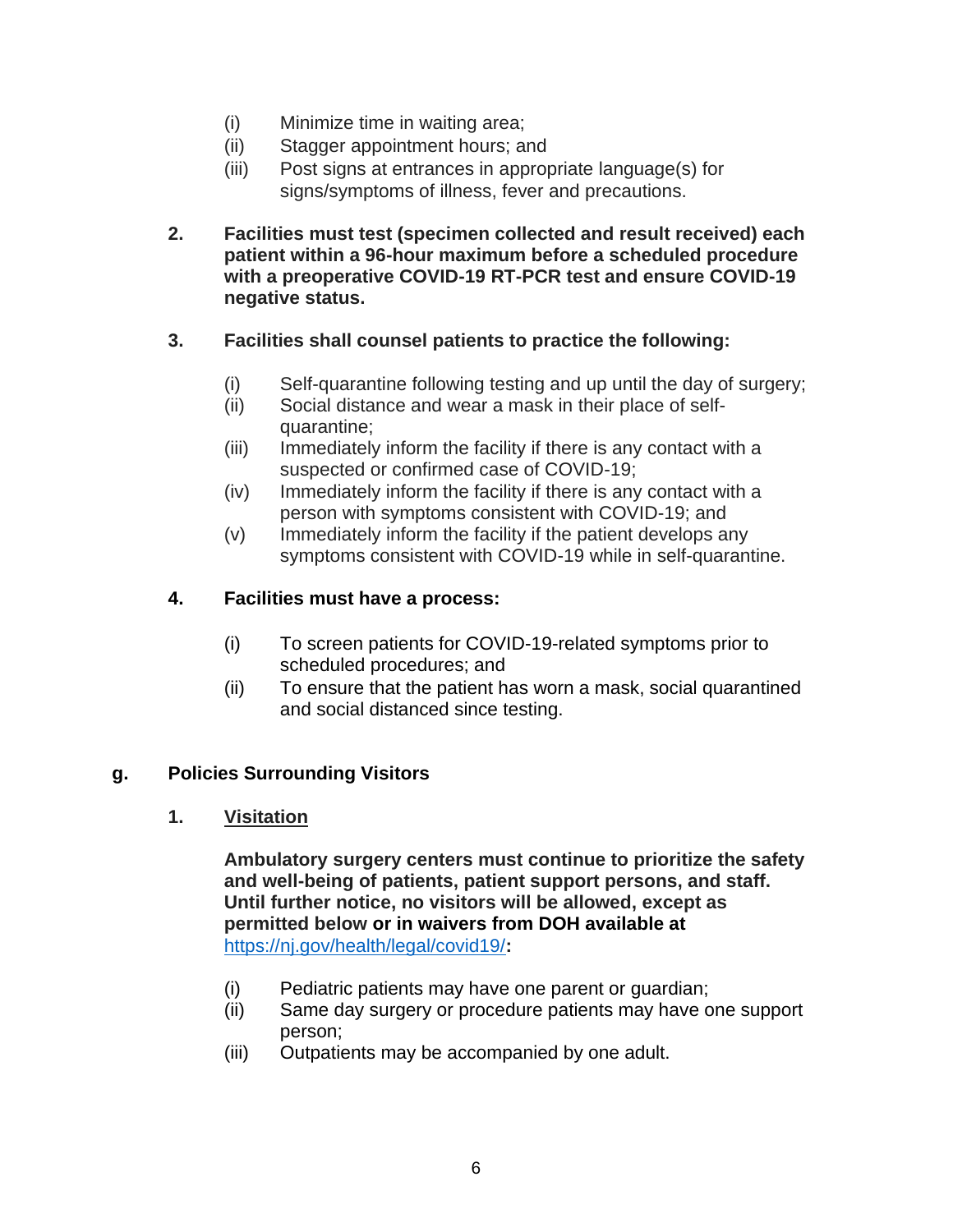(i) Minimize time in waiting area;
(ii) Stagger appointment hours; and
(iii) Post signs at entrances in appropriate language(s) for signs/symptoms of illness, fever and precautions.

**2. Facilities must test (specimen collected and result received) each patient within a 96-hour maximum before a scheduled procedure with a preoperative COVID-19 RT-PCR test and ensure COVID-19 negative status.**

**3. Facilities shall counsel patients to practice the following:**

(i) Self-quarantine following testing and up until the day of surgery;
(ii) Social distance and wear a mask in their place of self-quarantine;
(iii) Immediately inform the facility if there is any contact with a suspected or confirmed case of COVID-19;
(iv) Immediately inform the facility if there is any contact with a person with symptoms consistent with COVID-19; and
(v) Immediately inform the facility if the patient develops any symptoms consistent with COVID-19 while in self-quarantine.

**4. Facilities must have a process:**

(i) To screen patients for COVID-19-related symptoms prior to scheduled procedures; and
(ii) To ensure that the patient has worn a mask, social quarantined and social distanced since testing.

## g. Policies Surrounding Visitors

**1. <u>Visitation</u>**

**Ambulatory surgery centers must continue to prioritize the safety and well-being of patients, patient support persons, and staff. Until further notice, no visitors will be allowed, except as permitted below or in waivers from DOH available at** https://nj.gov/health/legal/covid19/**:**

(i) Pediatric patients may have one parent or guardian;
(ii) Same day surgery or procedure patients may have one support person;
(iii) Outpatients may be accompanied by one adult.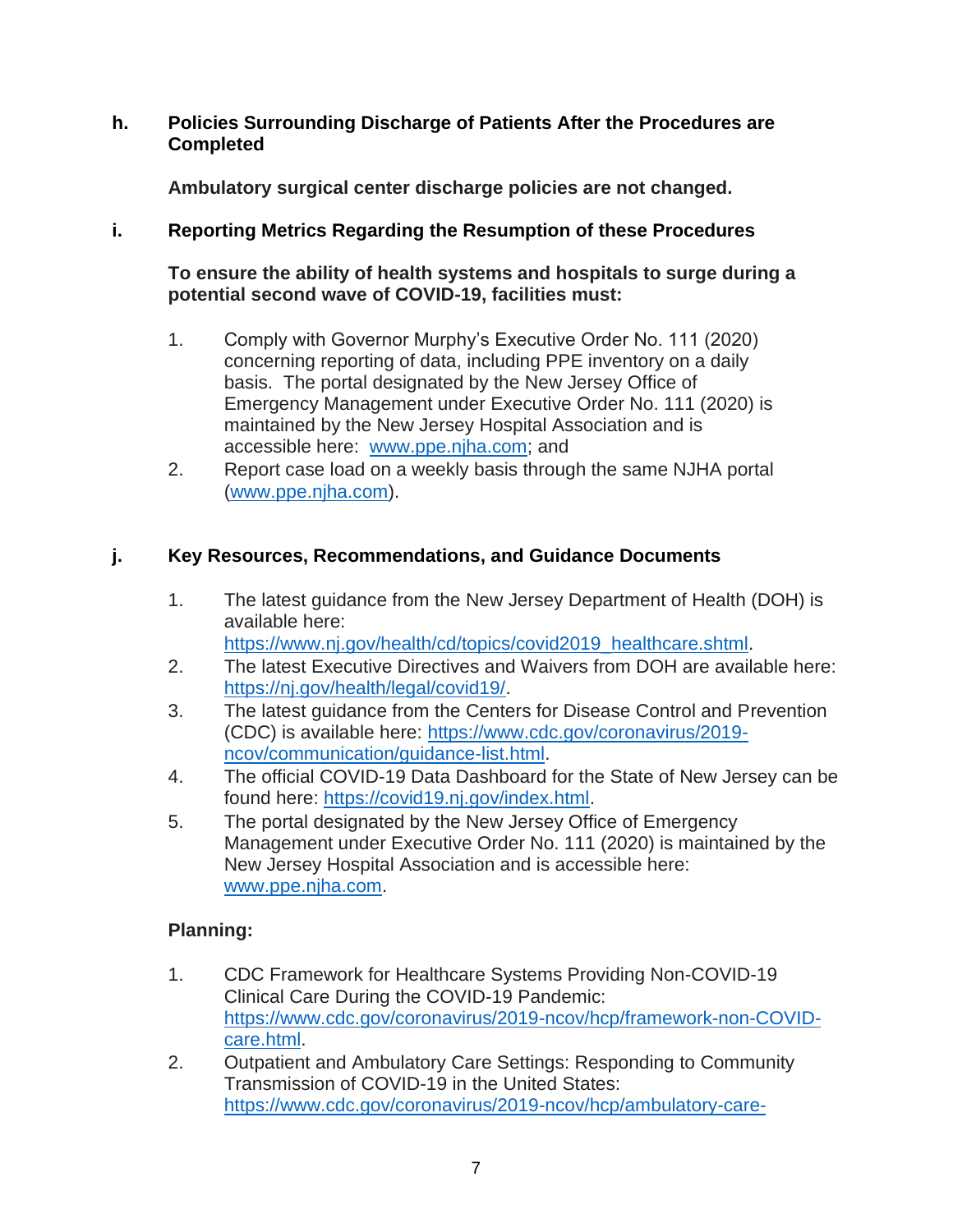**h. Policies Surrounding Discharge of Patients After the Procedures are Completed**

**Ambulatory surgical center discharge policies are not changed.**

**i. Reporting Metrics Regarding the Resumption of these Procedures**

**To ensure the ability of health systems and hospitals to surge during a potential second wave of COVID-19, facilities must:**

1. Comply with Governor Murphy's Executive Order No. 111 (2020) concerning reporting of data, including PPE inventory on a daily basis. The portal designated by the New Jersey Office of Emergency Management under Executive Order No. 111 (2020) is maintained by the New Jersey Hospital Association and is accessible here: www.ppe.njha.com; and
2. Report case load on a weekly basis through the same NJHA portal (www.ppe.njha.com).

**j. Key Resources, Recommendations, and Guidance Documents**

1. The latest guidance from the New Jersey Department of Health (DOH) is available here: https://www.nj.gov/health/cd/topics/covid2019_healthcare.shtml.
2. The latest Executive Directives and Waivers from DOH are available here: https://nj.gov/health/legal/covid19/.
3. The latest guidance from the Centers for Disease Control and Prevention (CDC) is available here: https://www.cdc.gov/coronavirus/2019-ncov/communication/guidance-list.html.
4. The official COVID-19 Data Dashboard for the State of New Jersey can be found here: https://covid19.nj.gov/index.html.
5. The portal designated by the New Jersey Office of Emergency Management under Executive Order No. 111 (2020) is maintained by the New Jersey Hospital Association and is accessible here: www.ppe.njha.com.

**Planning:**

1. CDC Framework for Healthcare Systems Providing Non-COVID-19 Clinical Care During the COVID-19 Pandemic: https://www.cdc.gov/coronavirus/2019-ncov/hcp/framework-non-COVID-care.html.
2. Outpatient and Ambulatory Care Settings: Responding to Community Transmission of COVID-19 in the United States: https://www.cdc.gov/coronavirus/2019-ncov/hcp/ambulatory-care-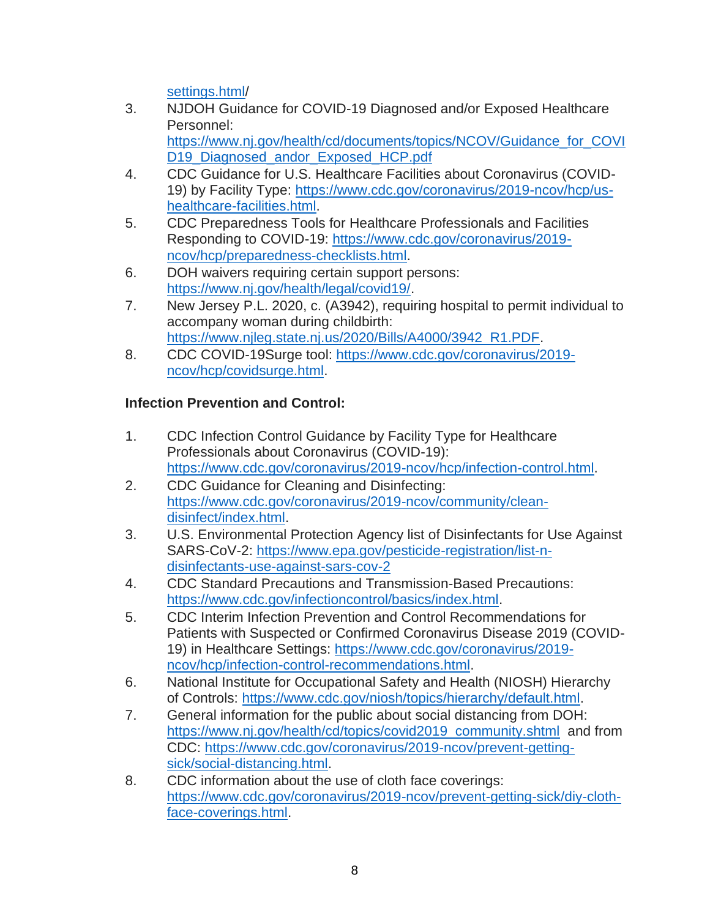settings.html/

3. NJDOH Guidance for COVID-19 Diagnosed and/or Exposed Healthcare Personnel: https://www.nj.gov/health/cd/documents/topics/NCOV/Guidance_for_COVID19_Diagnosed_andor_Exposed_HCP.pdf
4. CDC Guidance for U.S. Healthcare Facilities about Coronavirus (COVID-19) by Facility Type: https://www.cdc.gov/coronavirus/2019-ncov/hcp/us-healthcare-facilities.html.
5. CDC Preparedness Tools for Healthcare Professionals and Facilities Responding to COVID-19: https://www.cdc.gov/coronavirus/2019-ncov/hcp/preparedness-checklists.html.
6. DOH waivers requiring certain support persons: https://www.nj.gov/health/legal/covid19/.
7. New Jersey P.L. 2020, c. (A3942), requiring hospital to permit individual to accompany woman during childbirth: https://www.njleg.state.nj.us/2020/Bills/A4000/3942_R1.PDF.
8. CDC COVID-19Surge tool: https://www.cdc.gov/coronavirus/2019-ncov/hcp/covidsurge.html.

**Infection Prevention and Control:**

1. CDC Infection Control Guidance by Facility Type for Healthcare Professionals about Coronavirus (COVID-19): https://www.cdc.gov/coronavirus/2019-ncov/hcp/infection-control.html.
2. CDC Guidance for Cleaning and Disinfecting: https://www.cdc.gov/coronavirus/2019-ncov/community/clean-disinfect/index.html.
3. U.S. Environmental Protection Agency list of Disinfectants for Use Against SARS-CoV-2: https://www.epa.gov/pesticide-registration/list-n-disinfectants-use-against-sars-cov-2
4. CDC Standard Precautions and Transmission-Based Precautions: https://www.cdc.gov/infectioncontrol/basics/index.html.
5. CDC Interim Infection Prevention and Control Recommendations for Patients with Suspected or Confirmed Coronavirus Disease 2019 (COVID-19) in Healthcare Settings: https://www.cdc.gov/coronavirus/2019-ncov/hcp/infection-control-recommendations.html.
6. National Institute for Occupational Safety and Health (NIOSH) Hierarchy of Controls: https://www.cdc.gov/niosh/topics/hierarchy/default.html.
7. General information for the public about social distancing from DOH: https://www.nj.gov/health/cd/topics/covid2019_community.shtml and from CDC: https://www.cdc.gov/coronavirus/2019-ncov/prevent-getting-sick/social-distancing.html.
8. CDC information about the use of cloth face coverings: https://www.cdc.gov/coronavirus/2019-ncov/prevent-getting-sick/diy-cloth-face-coverings.html.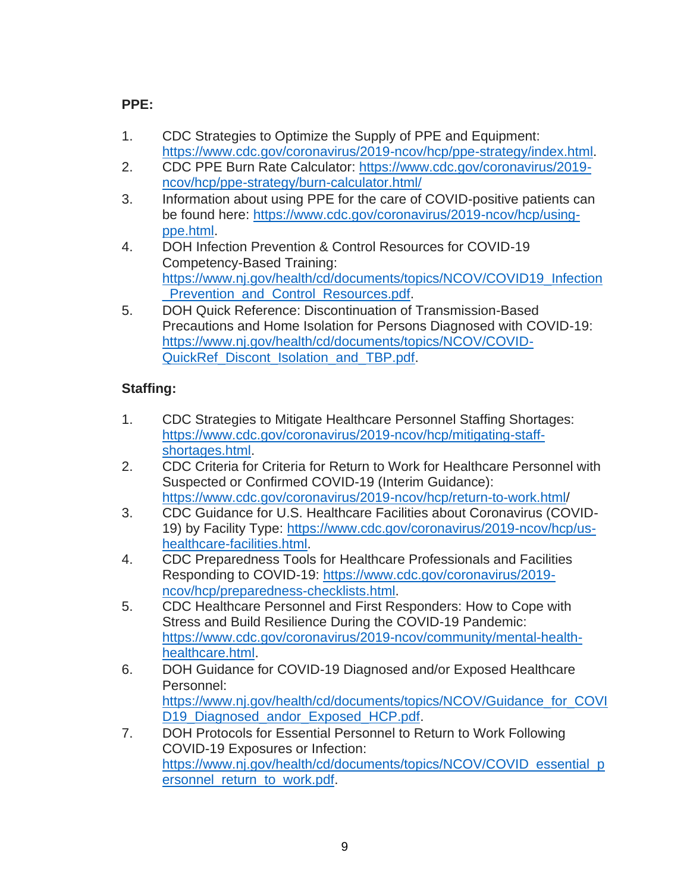**PPE:**

1. CDC Strategies to Optimize the Supply of PPE and Equipment: https://www.cdc.gov/coronavirus/2019-ncov/hcp/ppe-strategy/index.html.
2. CDC PPE Burn Rate Calculator: https://www.cdc.gov/coronavirus/2019-ncov/hcp/ppe-strategy/burn-calculator.html/
3. Information about using PPE for the care of COVID-positive patients can be found here: https://www.cdc.gov/coronavirus/2019-ncov/hcp/using-ppe.html.
4. DOH Infection Prevention & Control Resources for COVID-19 Competency-Based Training: https://www.nj.gov/health/cd/documents/topics/NCOV/COVID19_Infection_Prevention_and_Control_Resources.pdf.
5. DOH Quick Reference: Discontinuation of Transmission-Based Precautions and Home Isolation for Persons Diagnosed with COVID-19: https://www.nj.gov/health/cd/documents/topics/NCOV/COVID-QuickRef_Discont_Isolation_and_TBP.pdf.

**Staffing:**

1. CDC Strategies to Mitigate Healthcare Personnel Staffing Shortages: https://www.cdc.gov/coronavirus/2019-ncov/hcp/mitigating-staff-shortages.html.
2. CDC Criteria for Criteria for Return to Work for Healthcare Personnel with Suspected or Confirmed COVID-19 (Interim Guidance): https://www.cdc.gov/coronavirus/2019-ncov/hcp/return-to-work.html/
3. CDC Guidance for U.S. Healthcare Facilities about Coronavirus (COVID-19) by Facility Type: https://www.cdc.gov/coronavirus/2019-ncov/hcp/us-healthcare-facilities.html.
4. CDC Preparedness Tools for Healthcare Professionals and Facilities Responding to COVID-19: https://www.cdc.gov/coronavirus/2019-ncov/hcp/preparedness-checklists.html.
5. CDC Healthcare Personnel and First Responders: How to Cope with Stress and Build Resilience During the COVID-19 Pandemic: https://www.cdc.gov/coronavirus/2019-ncov/community/mental-health-healthcare.html.
6. DOH Guidance for COVID-19 Diagnosed and/or Exposed Healthcare Personnel: https://www.nj.gov/health/cd/documents/topics/NCOV/Guidance_for_COVID19_Diagnosed_andor_Exposed_HCP.pdf.
7. DOH Protocols for Essential Personnel to Return to Work Following COVID-19 Exposures or Infection: https://www.nj.gov/health/cd/documents/topics/NCOV/COVID_essential_personnel_return_to_work.pdf.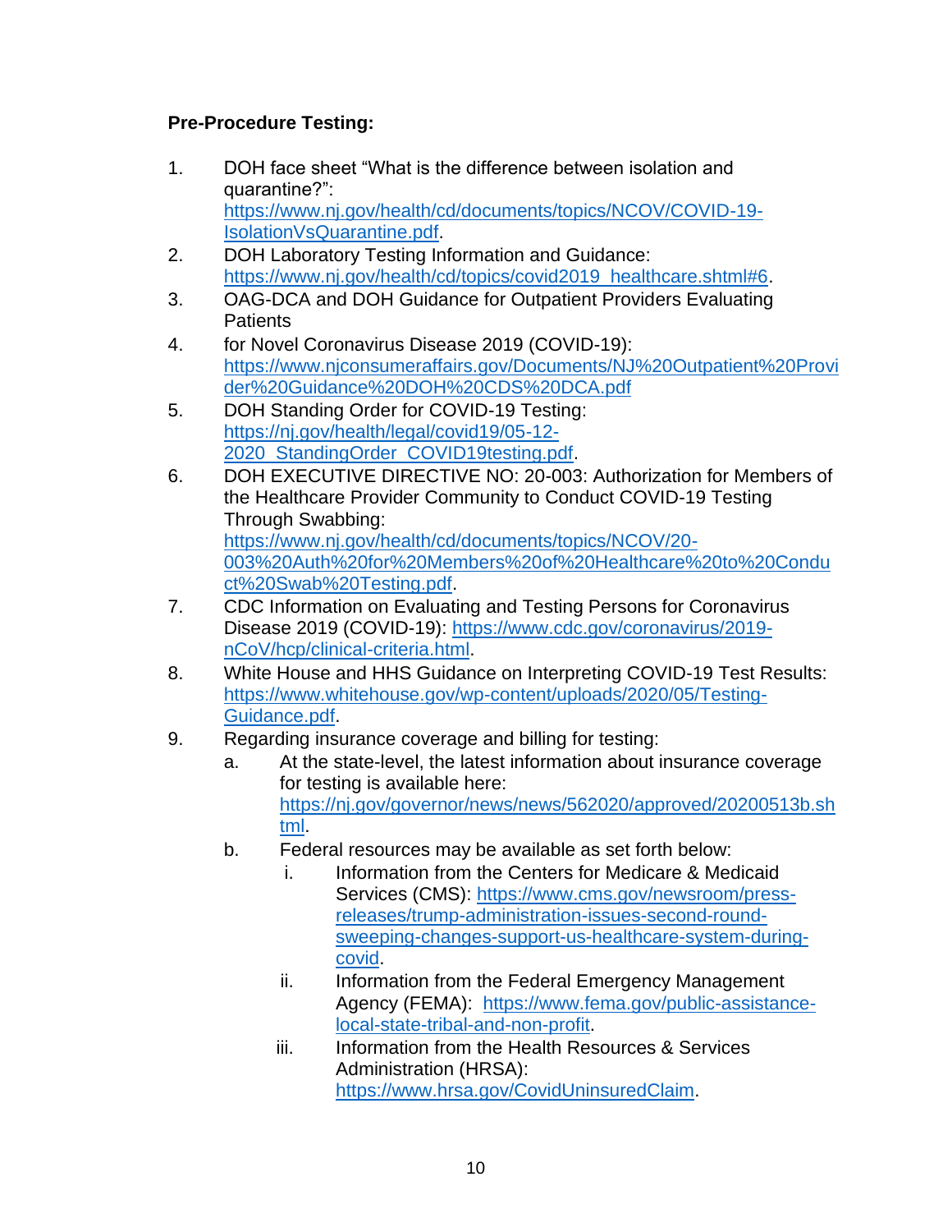**Pre-Procedure Testing:**

1. DOH face sheet "What is the difference between isolation and quarantine?": https://www.nj.gov/health/cd/documents/topics/NCOV/COVID-19-IsolationVsQuarantine.pdf.
2. DOH Laboratory Testing Information and Guidance: https://www.nj.gov/health/cd/topics/covid2019_healthcare.shtml#6.
3. OAG-DCA and DOH Guidance for Outpatient Providers Evaluating Patients
4. for Novel Coronavirus Disease 2019 (COVID-19): https://www.njconsumeraffairs.gov/Documents/NJ%20Outpatient%20Provider%20Guidance%20DOH%20CDS%20DCA.pdf
5. DOH Standing Order for COVID-19 Testing: https://nj.gov/health/legal/covid19/05-12-2020_StandingOrder_COVID19testing.pdf.
6. DOH EXECUTIVE DIRECTIVE NO: 20-003: Authorization for Members of the Healthcare Provider Community to Conduct COVID-19 Testing Through Swabbing: https://www.nj.gov/health/cd/documents/topics/NCOV/20-003%20Auth%20for%20Members%20of%20Healthcare%20to%20Conduct%20Swab%20Testing.pdf.
7. CDC Information on Evaluating and Testing Persons for Coronavirus Disease 2019 (COVID-19): https://www.cdc.gov/coronavirus/2019-nCoV/hcp/clinical-criteria.html.
8. White House and HHS Guidance on Interpreting COVID-19 Test Results: https://www.whitehouse.gov/wp-content/uploads/2020/05/Testing-Guidance.pdf.
9. Regarding insurance coverage and billing for testing:
    a. At the state-level, the latest information about insurance coverage for testing is available here: https://nj.gov/governor/news/news/562020/approved/20200513b.shtml.
    b. Federal resources may be available as set forth below:
        i. Information from the Centers for Medicare & Medicaid Services (CMS): https://www.cms.gov/newsroom/press-releases/trump-administration-issues-second-round-sweeping-changes-support-us-healthcare-system-during-covid.
        ii. Information from the Federal Emergency Management Agency (FEMA): https://www.fema.gov/public-assistance-local-state-tribal-and-non-profit.
        iii. Information from the Health Resources & Services Administration (HRSA): https://www.hrsa.gov/CovidUninsuredClaim.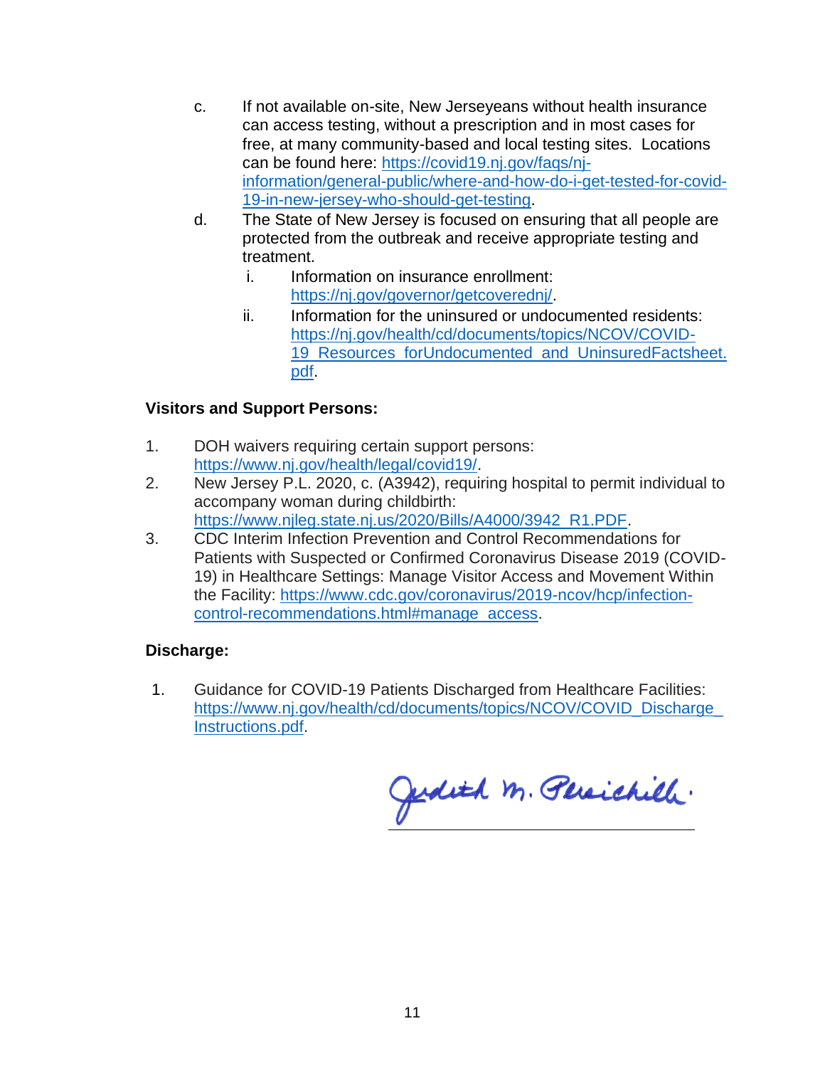c. If not available on-site, New Jerseyeans without health insurance can access testing, without a prescription and in most cases for free, at many community-based and local testing sites. Locations can be found here: https://covid19.nj.gov/faqs/nj-information/general-public/where-and-how-do-i-get-tested-for-covid-19-in-new-jersey-who-should-get-testing.

d. The State of New Jersey is focused on ensuring that all people are protected from the outbreak and receive appropriate testing and treatment.

   i. Information on insurance enrollment: https://nj.gov/governor/getcoverednj/.

   ii. Information for the uninsured or undocumented residents: https://nj.gov/health/cd/documents/topics/NCOV/COVID-19_Resources_forUndocumented_and_UninsuredFactsheet.pdf.

**Visitors and Support Persons:**

1. DOH waivers requiring certain support persons: https://www.nj.gov/health/legal/covid19/.
2. New Jersey P.L. 2020, c. (A3942), requiring hospital to permit individual to accompany woman during childbirth: https://www.njleg.state.nj.us/2020/Bills/A4000/3942_R1.PDF.
3. CDC Interim Infection Prevention and Control Recommendations for Patients with Suspected or Confirmed Coronavirus Disease 2019 (COVID-19) in Healthcare Settings: Manage Visitor Access and Movement Within the Facility: https://www.cdc.gov/coronavirus/2019-ncov/hcp/infection-control-recommendations.html#manage_access.

**Discharge:**

1. Guidance for COVID-19 Patients Discharged from Healthcare Facilities: https://www.nj.gov/health/cd/documents/topics/NCOV/COVID_Discharge_Instructions.pdf.

Judith M. Persichilli